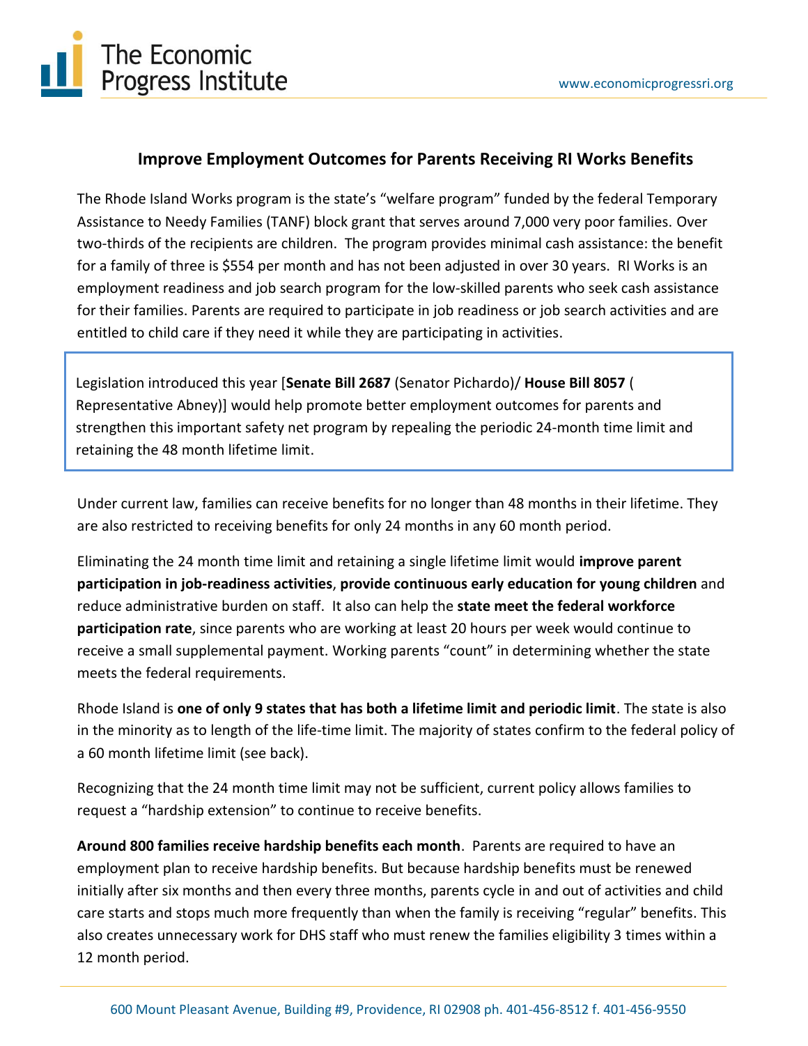The Economic Progress Institute

www.economicprogressri.org

## Improve Employment Outcomes for Parents Receiving RI Works Benefits

The Rhode Island Works program is the state's "welfare program" funded by the federal Temporary Assistance to Needy Families (TANF) block grant that serves around 7,000 very poor families. Over two-thirds of the recipients are children. The program provides minimal cash assistance: the benefit for a family of three is $554 per month and has not been adjusted in over 30 years. RI Works is an employment readiness and job search program for the low-skilled parents who seek cash assistance for their families. Parents are required to participate in job readiness or job search activities and are entitled to child care if they need it while they are participating in activities.

> Legislation introduced this year [**Senate Bill 2687** (Senator Pichardo)/ **House Bill 8057** ( Representative Abney)] would help promote better employment outcomes for parents and strengthen this important safety net program by repealing the periodic 24-month time limit and retaining the 48 month lifetime limit.

Under current law, families can receive benefits for no longer than 48 months in their lifetime. They are also restricted to receiving benefits for only 24 months in any 60 month period.

Eliminating the 24 month time limit and retaining a single lifetime limit would **improve parent participation in job-readiness activities**, **provide continuous early education for young children** and reduce administrative burden on staff. It also can help the **state meet the federal workforce participation rate**, since parents who are working at least 20 hours per week would continue to receive a small supplemental payment. Working parents "count" in determining whether the state meets the federal requirements.

Rhode Island is **one of only 9 states that has both a lifetime limit and periodic limit**. The state is also in the minority as to length of the life-time limit. The majority of states confirm to the federal policy of a 60 month lifetime limit (see back).

Recognizing that the 24 month time limit may not be sufficient, current policy allows families to request a "hardship extension" to continue to receive benefits.

**Around 800 families receive hardship benefits each month**. Parents are required to have an employment plan to receive hardship benefits. But because hardship benefits must be renewed initially after six months and then every three months, parents cycle in and out of activities and child care starts and stops much more frequently than when the family is receiving "regular" benefits. This also creates unnecessary work for DHS staff who must renew the families eligibility 3 times within a 12 month period.

600 Mount Pleasant Avenue, Building #9, Providence, RI 02908 ph. 401-456-8512 f. 401-456-9550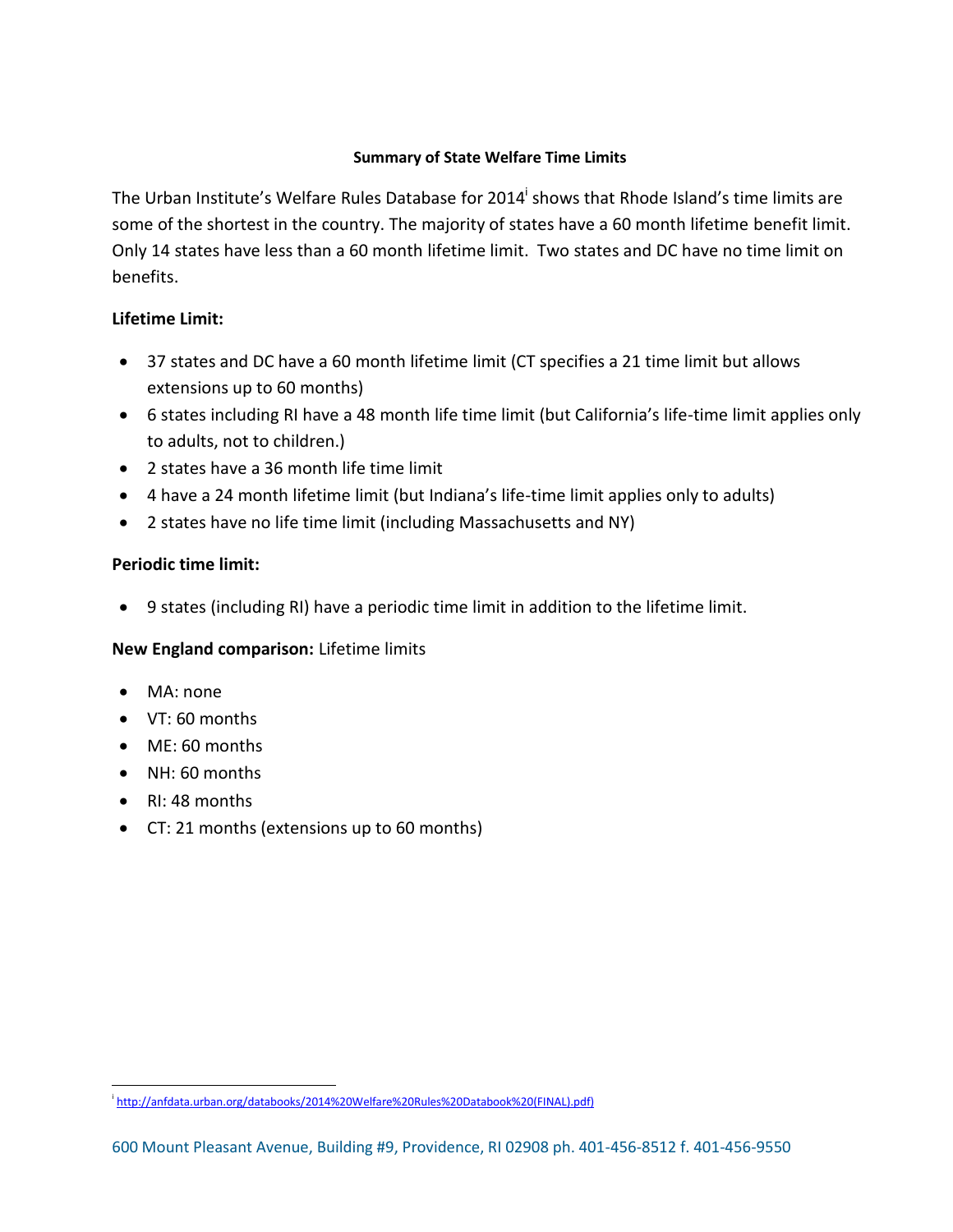**Summary of State Welfare Time Limits**

The Urban Institute's Welfare Rules Database for 2014[i] shows that Rhode Island's time limits are some of the shortest in the country. The majority of states have a 60 month lifetime benefit limit. Only 14 states have less than a 60 month lifetime limit. Two states and DC have no time limit on benefits.

**Lifetime Limit:**

- 37 states and DC have a 60 month lifetime limit (CT specifies a 21 time limit but allows extensions up to 60 months)
- 6 states including RI have a 48 month life time limit (but California's life-time limit applies only to adults, not to children.)
- 2 states have a 36 month life time limit
- 4 have a 24 month lifetime limit (but Indiana's life-time limit applies only to adults)
- 2 states have no life time limit (including Massachusetts and NY)

**Periodic time limit:**

- 9 states (including RI) have a periodic time limit in addition to the lifetime limit.

**New England comparison:** Lifetime limits

- MA: none
- VT: 60 months
- ME: 60 months
- NH: 60 months
- RI: 48 months
- CT: 21 months (extensions up to 60 months)

[i] http://anfdata.urban.org/databooks/2014%20Welfare%20Rules%20Databook%20(FINAL).pdf

600 Mount Pleasant Avenue, Building #9, Providence, RI 02908 ph. 401-456-8512 f. 401-456-9550